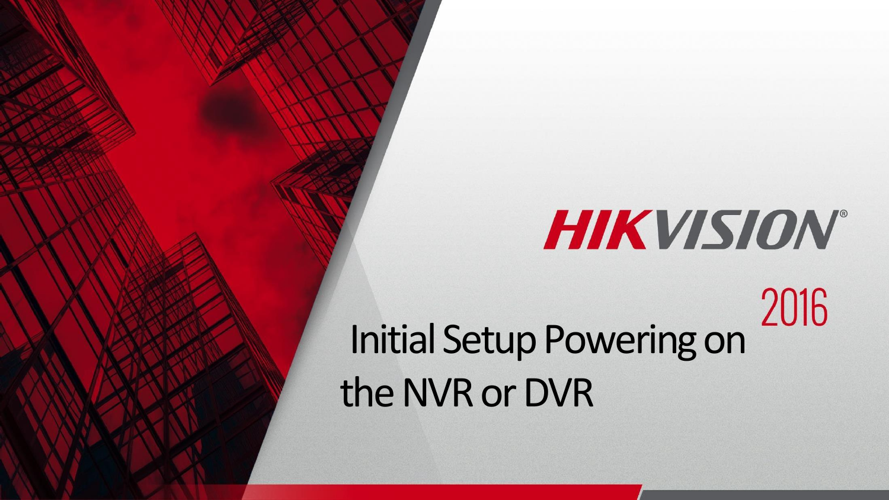HIKVISION

2016

# Initial Setup Powering on the NVR or DVR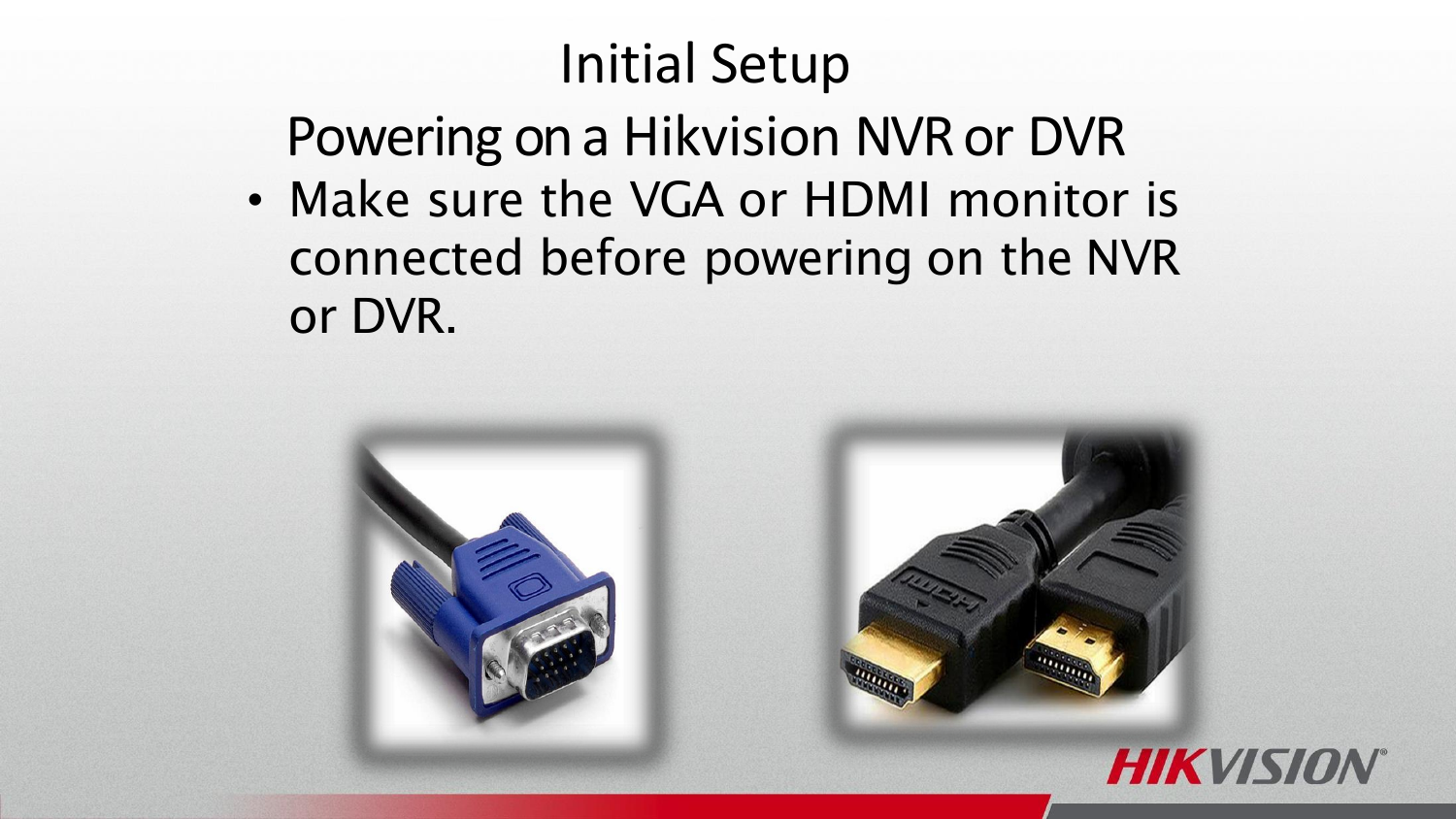# Initial Setup

## Powering on a Hikvision NVR or DVR

- Make sure the VGA or HDMI monitor is connected before powering on the NVR or DVR.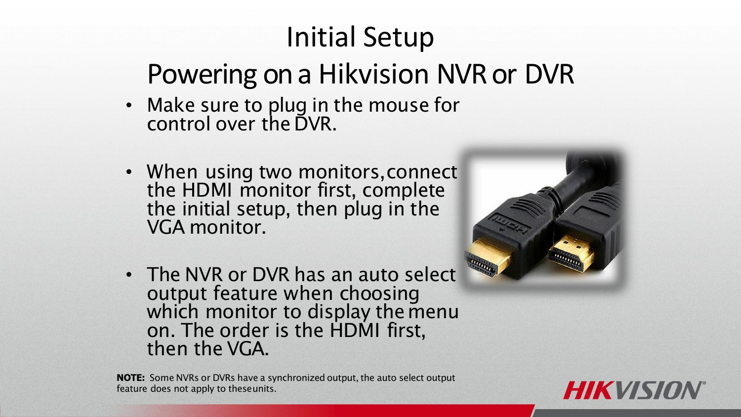# Initial Setup

## Powering on a Hikvision NVR or DVR

- Make sure to plug in the mouse for control over the DVR.
- When using two monitors, connect the HDMI monitor first, complete the initial setup, then plug in the VGA monitor.
- The NVR or DVR has an auto select output feature when choosing which monitor to display the menu on. The order is the HDMI first, then the VGA.

**NOTE:** Some NVRs or DVRs have a synchronized output, the auto select output feature does not apply to these units.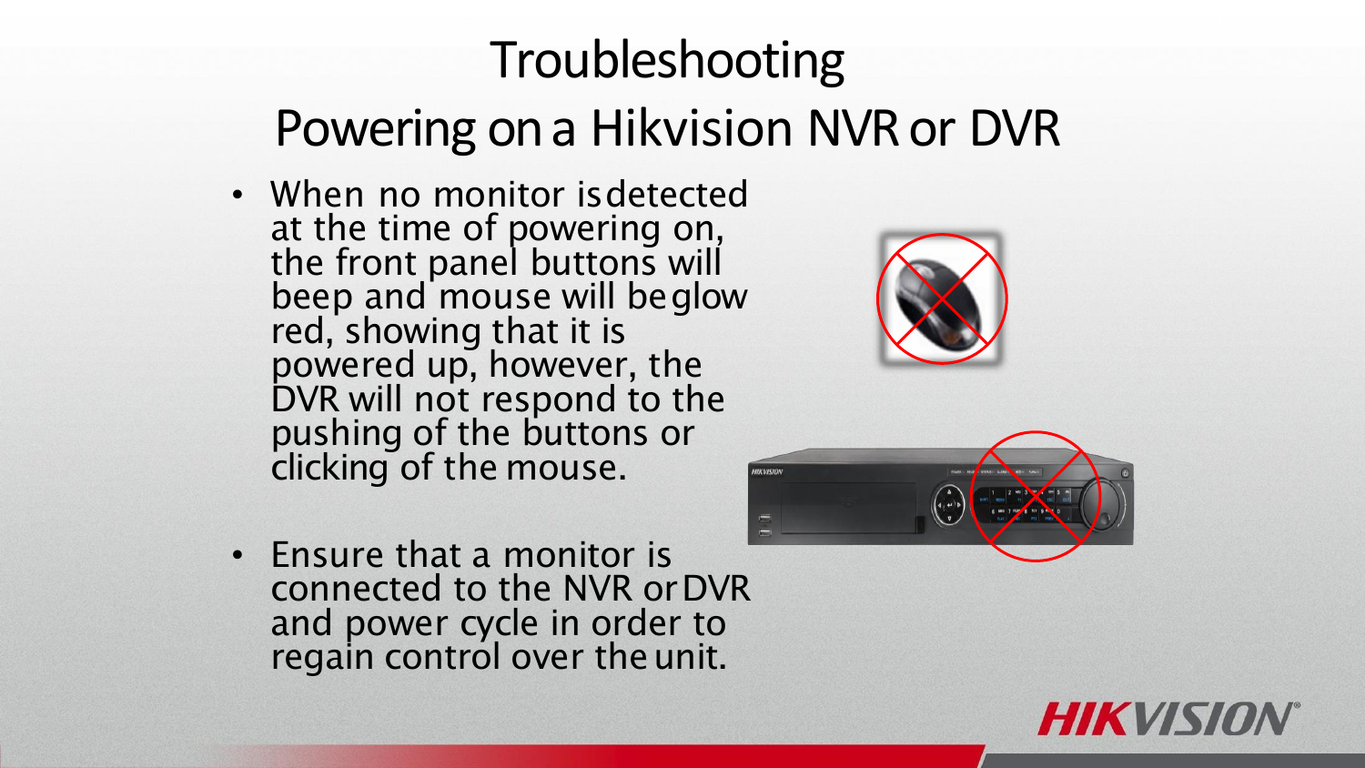# Troubleshooting

## Powering on a Hikvision NVR or DVR

- When no monitor is detected at the time of powering on, the front panel buttons will beep and mouse will be glow red, showing that it is powered up, however, the DVR will not respond to the pushing of the buttons or clicking of the mouse.
- Ensure that a monitor is connected to the NVR or DVR and power cycle in order to regain control over the unit.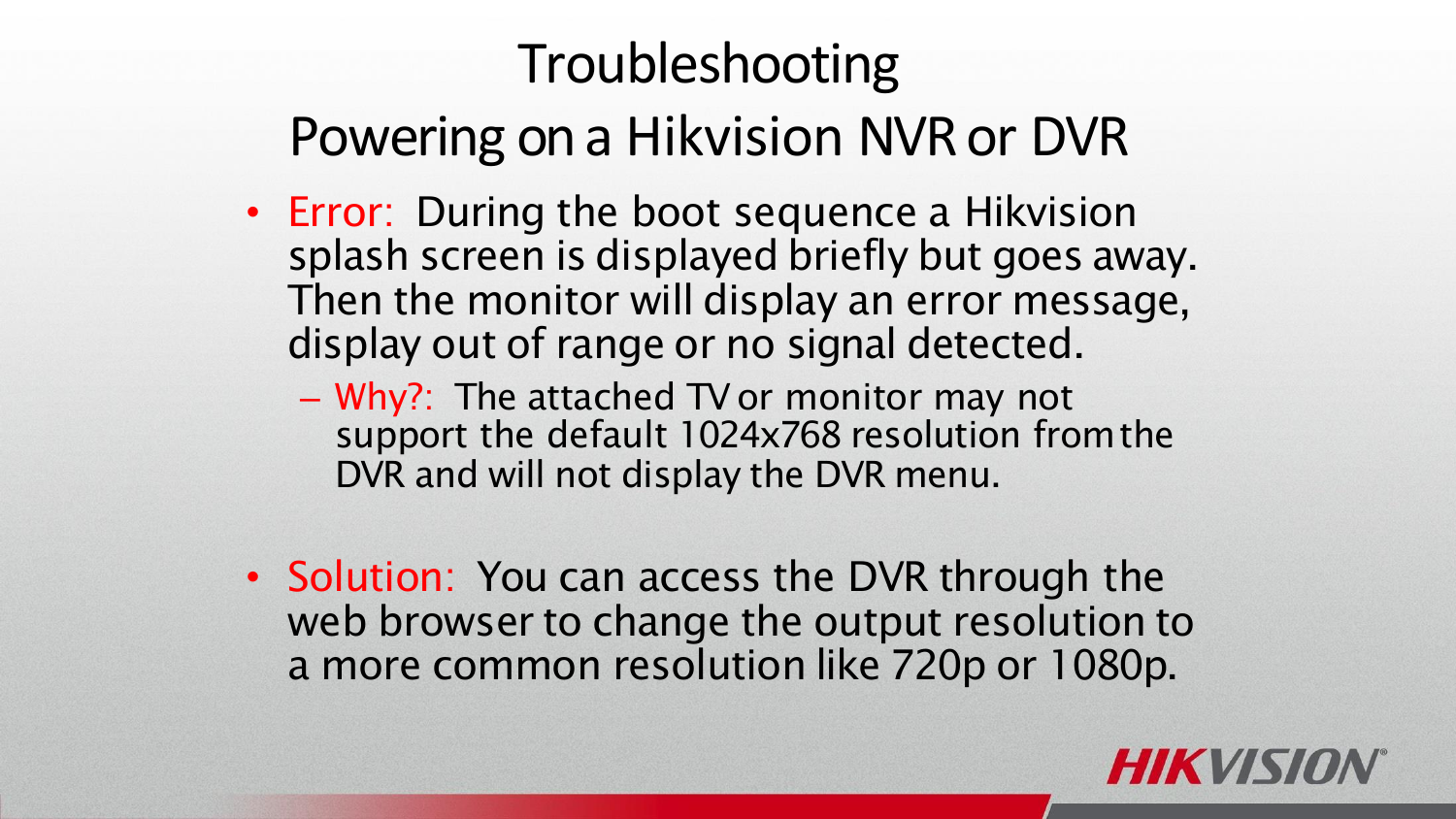# Troubleshooting

## Powering on a Hikvision NVR or DVR

- Error: During the boot sequence a Hikvision splash screen is displayed briefly but goes away. Then the monitor will display an error message, display out of range or no signal detected.
  - Why?: The attached TV or monitor may not support the default 1024x768 resolution from the DVR and will not display the DVR menu.

- Solution: You can access the DVR through the web browser to change the output resolution to a more common resolution like 720p or 1080p.

HIKVISION